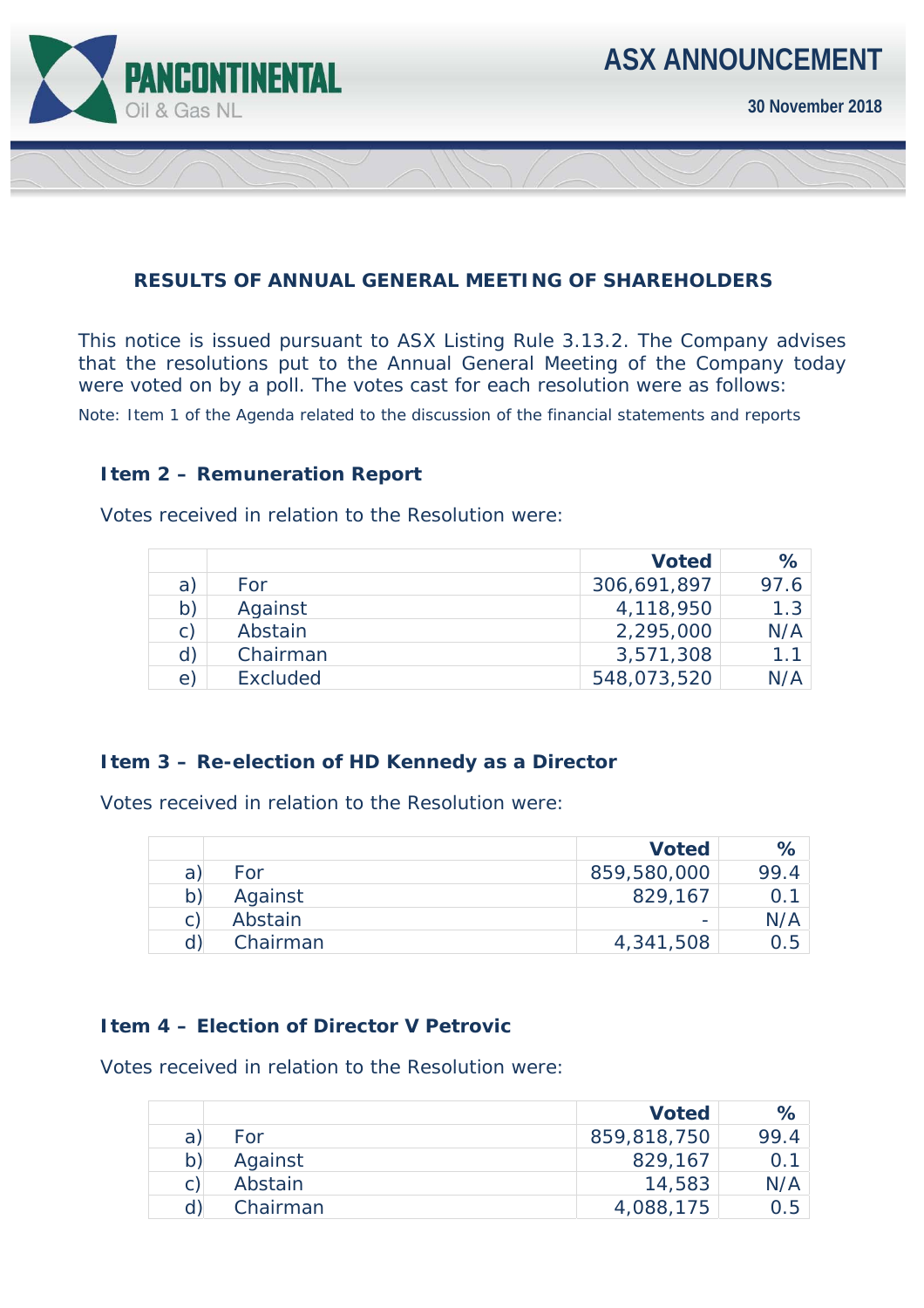Pancontinental Oil & Gas NL

# ASX ANNOUNCEMENT

**30 November 2018**

## RESULTS OF ANNUAL GENERAL MEETING OF SHAREHOLDERS

This notice is issued pursuant to ASX Listing Rule 3.13.2. The Company advises that the resolutions put to the Annual General Meeting of the Company today were voted on by a poll. The votes cast for each resolution were as follows:

Note: Item 1 of the Agenda related to the discussion of the financial statements and reports

### Item 2 – Remuneration Report

Votes received in relation to the Resolution were:

| | | Voted | % |
|---|---|---|---|
| a) | For | 306,691,897 | 97.6 |
| b) | Against | 4,118,950 | 1.3 |
| c) | Abstain | 2,295,000 | N/A |
| d) | Chairman | 3,571,308 | 1.1 |
| e) | Excluded | 548,073,520 | N/A |

### Item 3 – Re-election of HD Kennedy as a Director

Votes received in relation to the Resolution were:

| | | Voted | % |
|---|---|---|---|
| a) | For | 859,580,000 | 99.4 |
| b) | Against | 829,167 | 0.1 |
| c) | Abstain | - | N/A |
| d) | Chairman | 4,341,508 | 0.5 |

### Item 4 – Election of Director V Petrovic

Votes received in relation to the Resolution were:

| | | Voted | % |
|---|---|---|---|
| a) | For | 859,818,750 | 99.4 |
| b) | Against | 829,167 | 0.1 |
| c) | Abstain | 14,583 | N/A |
| d) | Chairman | 4,088,175 | 0.5 |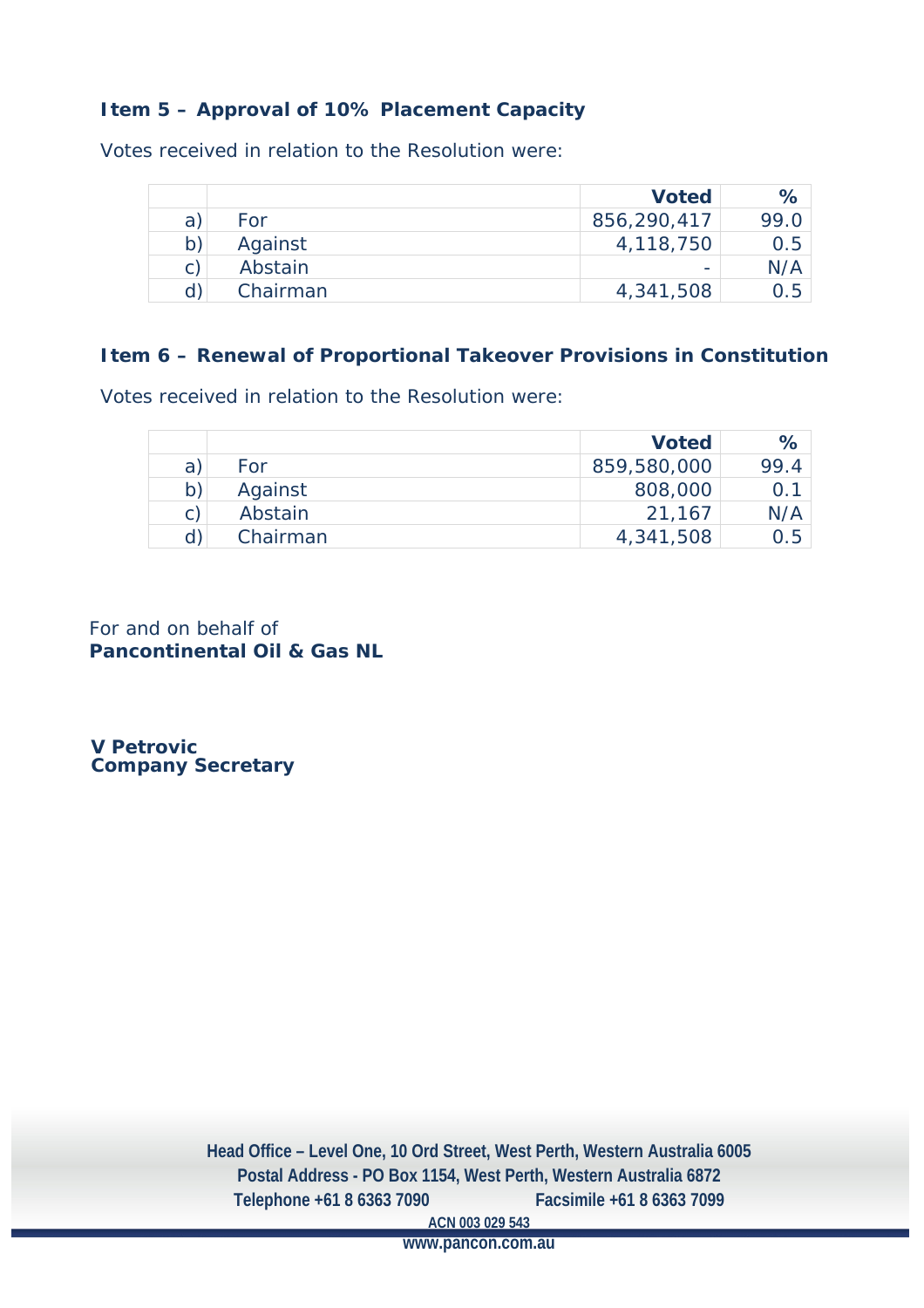### Item 5 – Approval of 10% Placement Capacity

Votes received in relation to the Resolution were:

| | | Voted | % |
|---|---|---|---|
| a) | For | 856,290,417 | 99.0 |
| b) | Against | 4,118,750 | 0.5 |
| c) | Abstain | - | N/A |
| d) | Chairman | 4,341,508 | 0.5 |

### Item 6 – Renewal of Proportional Takeover Provisions in Constitution

Votes received in relation to the Resolution were:

| | | Voted | % |
|---|---|---|---|
| a) | For | 859,580,000 | 99.4 |
| b) | Against | 808,000 | 0.1 |
| c) | Abstain | 21,167 | N/A |
| d) | Chairman | 4,341,508 | 0.5 |

For and on behalf of
**Pancontinental Oil & Gas NL**

**V Petrovic**
**Company Secretary**

**Head Office – Level One, 10 Ord Street, West Perth, Western Australia 6005**
**Postal Address - PO Box 1154, West Perth, Western Australia 6872**
**Telephone +61 8 6363 7090 Facsimile +61 8 6363 7099**
**ACN 003 029 543**
**www.pancon.com.au**